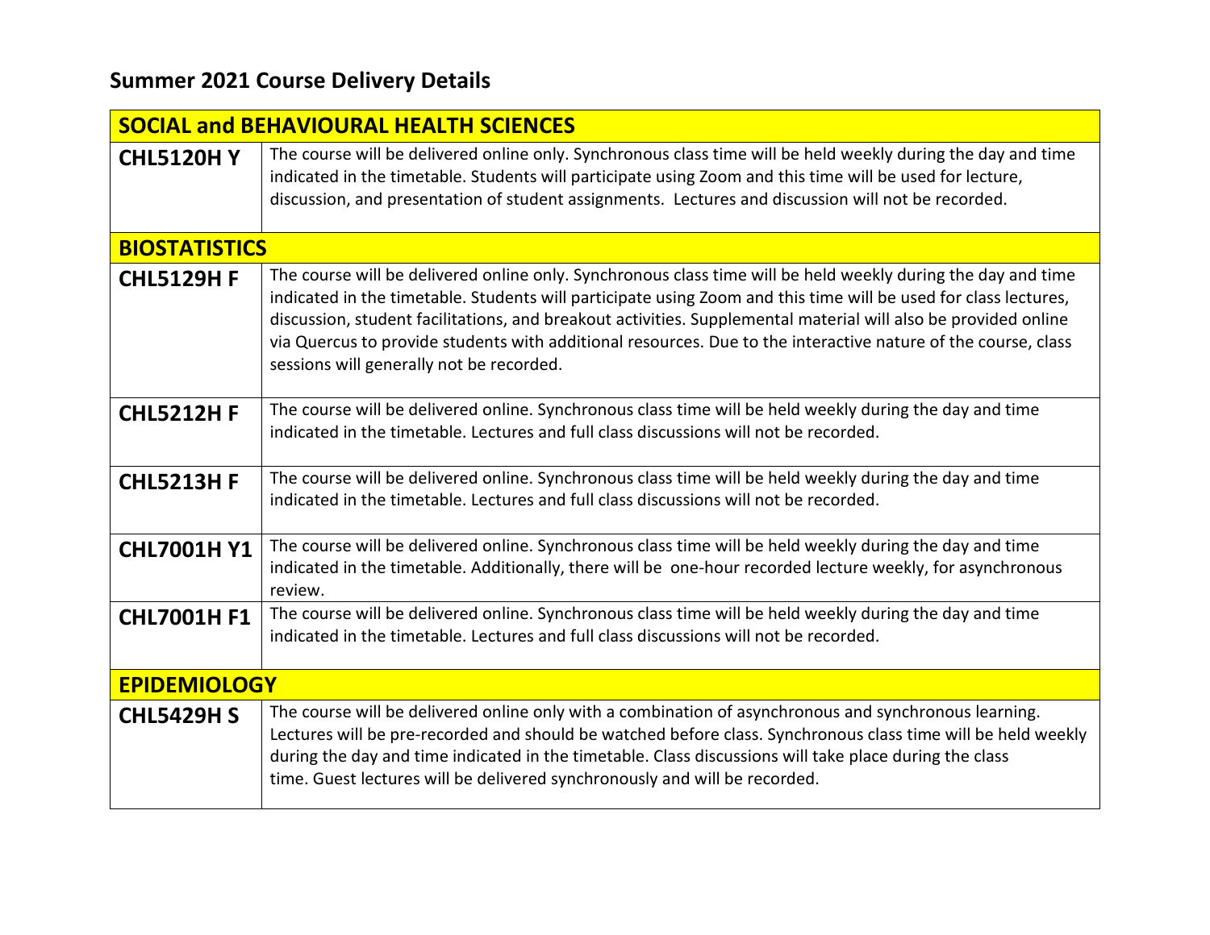## Summer 2021 Course Delivery Details

| **SOCIAL and BEHAVIOURAL HEALTH SCIENCES** | |
|---|---|
| **CHL5120H Y** | The course will be delivered online only. Synchronous class time will be held weekly during the day and time indicated in the timetable. Students will participate using Zoom and this time will be used for lecture, discussion, and presentation of student assignments. Lectures and discussion will not be recorded. |
| **BIOSTATISTICS** | |
| **CHL5129H F** | The course will be delivered online only. Synchronous class time will be held weekly during the day and time indicated in the timetable. Students will participate using Zoom and this time will be used for class lectures, discussion, student facilitations, and breakout activities. Supplemental material will also be provided online via Quercus to provide students with additional resources. Due to the interactive nature of the course, class sessions will generally not be recorded. |
| **CHL5212H F** | The course will be delivered online. Synchronous class time will be held weekly during the day and time indicated in the timetable. Lectures and full class discussions will not be recorded. |
| **CHL5213H F** | The course will be delivered online. Synchronous class time will be held weekly during the day and time indicated in the timetable. Lectures and full class discussions will not be recorded. |
| **CHL7001H Y1** | The course will be delivered online. Synchronous class time will be held weekly during the day and time indicated in the timetable. Additionally, there will be one-hour recorded lecture weekly, for asynchronous review. |
| **CHL7001H F1** | The course will be delivered online. Synchronous class time will be held weekly during the day and time indicated in the timetable. Lectures and full class discussions will not be recorded. |
| **EPIDEMIOLOGY** | |
| **CHL5429H S** | The course will be delivered online only with a combination of asynchronous and synchronous learning. Lectures will be pre-recorded and should be watched before class. Synchronous class time will be held weekly during the day and time indicated in the timetable. Class discussions will take place during the class time. Guest lectures will be delivered synchronously and will be recorded. |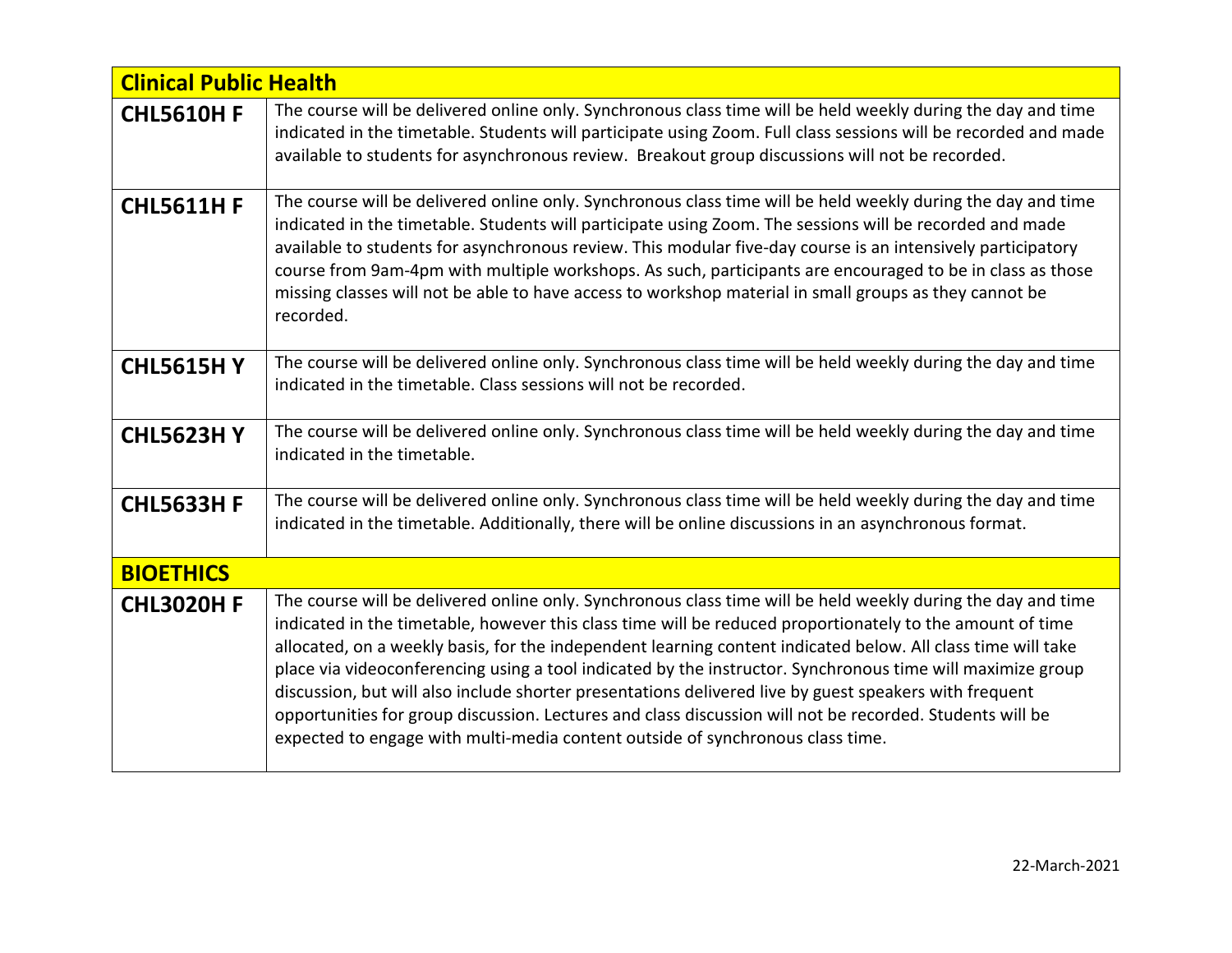| | |
|---|---|
| **Clinical Public Health** | |
| **CHL5610H F** | The course will be delivered online only. Synchronous class time will be held weekly during the day and time indicated in the timetable. Students will participate using Zoom. Full class sessions will be recorded and made available to students for asynchronous review. Breakout group discussions will not be recorded. |
| **CHL5611H F** | The course will be delivered online only. Synchronous class time will be held weekly during the day and time indicated in the timetable. Students will participate using Zoom. The sessions will be recorded and made available to students for asynchronous review. This modular five-day course is an intensively participatory course from 9am-4pm with multiple workshops. As such, participants are encouraged to be in class as those missing classes will not be able to have access to workshop material in small groups as they cannot be recorded. |
| **CHL5615H Y** | The course will be delivered online only. Synchronous class time will be held weekly during the day and time indicated in the timetable. Class sessions will not be recorded. |
| **CHL5623H Y** | The course will be delivered online only. Synchronous class time will be held weekly during the day and time indicated in the timetable. |
| **CHL5633H F** | The course will be delivered online only. Synchronous class time will be held weekly during the day and time indicated in the timetable. Additionally, there will be online discussions in an asynchronous format. |
| **BIOETHICS** | |
| **CHL3020H F** | The course will be delivered online only. Synchronous class time will be held weekly during the day and time indicated in the timetable, however this class time will be reduced proportionately to the amount of time allocated, on a weekly basis, for the independent learning content indicated below. All class time will take place via videoconferencing using a tool indicated by the instructor. Synchronous time will maximize group discussion, but will also include shorter presentations delivered live by guest speakers with frequent opportunities for group discussion. Lectures and class discussion will not be recorded. Students will be expected to engage with multi-media content outside of synchronous class time. |

22-March-2021